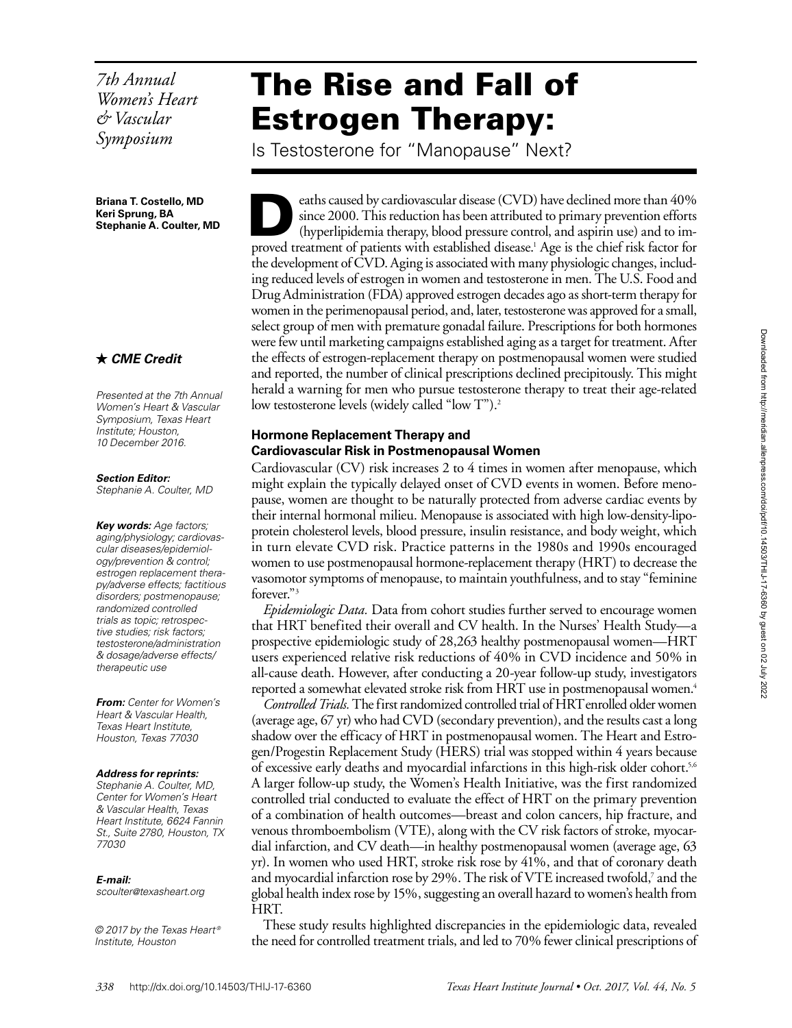*7th Annual Women's Heart & Vascular Symposium*

# The Rise and Fall of Estrogen Therapy:

## Is Testosterone for "Manopause" Next?

**Briana T. Costello, MD**
**Keri Sprung, BA**
**Stephanie A. Coulter, MD**

★ ***CME Credit***

*Presented at the 7th Annual Women's Heart & Vascular Symposium, Texas Heart Institute; Houston, 10 December 2016.*

***Section Editor:*** *Stephanie A. Coulter, MD*

***Key words:*** *Age factors; aging/physiology; cardiovascular diseases/epidemiology/prevention & control; estrogen replacement therapy/adverse effects; factitious disorders; postmenopause; randomized controlled trials as topic; retrospective studies; risk factors; testosterone/administration & dosage/adverse effects/therapeutic use*

***From:*** *Center for Women's Heart & Vascular Health, Texas Heart Institute, Houston, Texas 77030*

***Address for reprints:*** *Stephanie A. Coulter, MD, Center for Women's Heart & Vascular Health, Texas Heart Institute, 6624 Fannin St., Suite 2780, Houston, TX 77030*

***E-mail:*** *scoulter@texasheart.org*

*© 2017 by the Texas Heart® Institute, Houston*

Deaths caused by cardiovascular disease (CVD) have declined more than 40% since 2000. This reduction has been attributed to primary prevention efforts (hyperlipidemia therapy, blood pressure control, and aspirin use) and to improved treatment of patients with established disease.[1] Age is the chief risk factor for the development of CVD. Aging is associated with many physiologic changes, including reduced levels of estrogen in women and testosterone in men. The U.S. Food and Drug Administration (FDA) approved estrogen decades ago as short-term therapy for women in the perimenopausal period, and, later, testosterone was approved for a small, select group of men with premature gonadal failure. Prescriptions for both hormones were few until marketing campaigns established aging as a target for treatment. After the effects of estrogen-replacement therapy on postmenopausal women were studied and reported, the number of clinical prescriptions declined precipitously. This might herald a warning for men who pursue testosterone therapy to treat their age-related low testosterone levels (widely called "low T").[2]

### Hormone Replacement Therapy and Cardiovascular Risk in Postmenopausal Women

Cardiovascular (CV) risk increases 2 to 4 times in women after menopause, which might explain the typically delayed onset of CVD events in women. Before menopause, women are thought to be naturally protected from adverse cardiac events by their internal hormonal milieu. Menopause is associated with high low-density-lipoprotein cholesterol levels, blood pressure, insulin resistance, and body weight, which in turn elevate CVD risk. Practice patterns in the 1980s and 1990s encouraged women to use postmenopausal hormone-replacement therapy (HRT) to decrease the vasomotor symptoms of menopause, to maintain youthfulness, and to stay "feminine forever."[3]

*Epidemiologic Data.* Data from cohort studies further served to encourage women that HRT benefited their overall and CV health. In the Nurses' Health Study—a prospective epidemiologic study of 28,263 healthy postmenopausal women—HRT users experienced relative risk reductions of 40% in CVD incidence and 50% in all-cause death. However, after conducting a 20-year follow-up study, investigators reported a somewhat elevated stroke risk from HRT use in postmenopausal women.[4]

*Controlled Trials.* The first randomized controlled trial of HRT enrolled older women (average age, 67 yr) who had CVD (secondary prevention), and the results cast a long shadow over the efficacy of HRT in postmenopausal women. The Heart and Estrogen/Progestin Replacement Study (HERS) trial was stopped within 4 years because of excessive early deaths and myocardial infarctions in this high-risk older cohort.[5,6] A larger follow-up study, the Women's Health Initiative, was the first randomized controlled trial conducted to evaluate the effect of HRT on the primary prevention of a combination of health outcomes—breast and colon cancers, hip fracture, and venous thromboembolism (VTE), along with the CV risk factors of stroke, myocardial infarction, and CV death—in healthy postmenopausal women (average age, 63 yr). In women who used HRT, stroke risk rose by 41%, and that of coronary death and myocardial infarction rose by 29%. The risk of VTE increased twofold,[7] and the global health index rose by 15%, suggesting an overall hazard to women's health from HRT.

These study results highlighted discrepancies in the epidemiologic data, revealed the need for controlled treatment trials, and led to 70% fewer clinical prescriptions of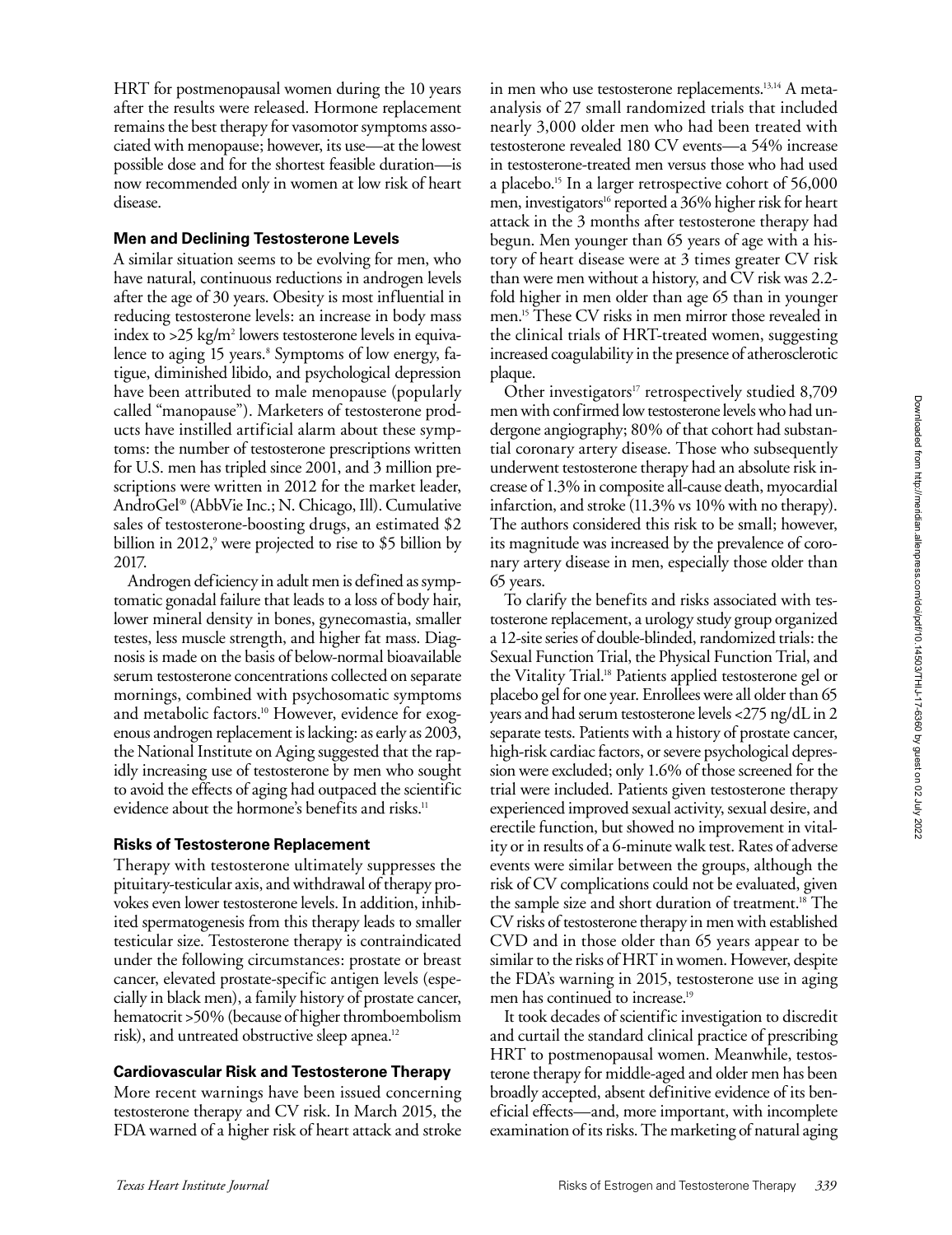HRT for postmenopausal women during the 10 years after the results were released. Hormone replacement remains the best therapy for vasomotor symptoms associated with menopause; however, its use—at the lowest possible dose and for the shortest feasible duration—is now recommended only in women at low risk of heart disease.

## Men and Declining Testosterone Levels

A similar situation seems to be evolving for men, who have natural, continuous reductions in androgen levels after the age of 30 years. Obesity is most influential in reducing testosterone levels: an increase in body mass index to >25 kg/m$^2$ lowers testosterone levels in equivalence to aging 15 years.[8] Symptoms of low energy, fatigue, diminished libido, and psychological depression have been attributed to male menopause (popularly called "manopause"). Marketers of testosterone products have instilled artificial alarm about these symptoms: the number of testosterone prescriptions written for U.S. men has tripled since 2001, and 3 million prescriptions were written in 2012 for the market leader, AndroGel® (AbbVie Inc.; N. Chicago, Ill). Cumulative sales of testosterone-boosting drugs, an estimated $2 billion in 2012,[9] were projected to rise to $5 billion by 2017.

Androgen deficiency in adult men is defined as symptomatic gonadal failure that leads to a loss of body hair, lower mineral density in bones, gynecomastia, smaller testes, less muscle strength, and higher fat mass. Diagnosis is made on the basis of below-normal bioavailable serum testosterone concentrations collected on separate mornings, combined with psychosomatic symptoms and metabolic factors.[10] However, evidence for exogenous androgen replacement is lacking: as early as 2003, the National Institute on Aging suggested that the rapidly increasing use of testosterone by men who sought to avoid the effects of aging had outpaced the scientific evidence about the hormone's benefits and risks.[11]

## Risks of Testosterone Replacement

Therapy with testosterone ultimately suppresses the pituitary-testicular axis, and withdrawal of therapy provokes even lower testosterone levels. In addition, inhibited spermatogenesis from this therapy leads to smaller testicular size. Testosterone therapy is contraindicated under the following circumstances: prostate or breast cancer, elevated prostate-specific antigen levels (especially in black men), a family history of prostate cancer, hematocrit >50% (because of higher thromboembolism risk), and untreated obstructive sleep apnea.[12]

## Cardiovascular Risk and Testosterone Therapy

More recent warnings have been issued concerning testosterone therapy and CV risk. In March 2015, the FDA warned of a higher risk of heart attack and stroke in men who use testosterone replacements.[13,14] A meta-analysis of 27 small randomized trials that included nearly 3,000 older men who had been treated with testosterone revealed 180 CV events—a 54% increase in testosterone-treated men versus those who had used a placebo.[15] In a larger retrospective cohort of 56,000 men, investigators[16] reported a 36% higher risk for heart attack in the 3 months after testosterone therapy had begun. Men younger than 65 years of age with a history of heart disease were at 3 times greater CV risk than were men without a history, and CV risk was 2.2-fold higher in men older than age 65 than in younger men.[15] These CV risks in men mirror those revealed in the clinical trials of HRT-treated women, suggesting increased coagulability in the presence of atherosclerotic plaque.

Other investigators[17] retrospectively studied 8,709 men with confirmed low testosterone levels who had undergone angiography; 80% of that cohort had substantial coronary artery disease. Those who subsequently underwent testosterone therapy had an absolute risk increase of 1.3% in composite all-cause death, myocardial infarction, and stroke (11.3% vs 10% with no therapy). The authors considered this risk to be small; however, its magnitude was increased by the prevalence of coronary artery disease in men, especially those older than 65 years.

To clarify the benefits and risks associated with testosterone replacement, a urology study group organized a 12-site series of double-blinded, randomized trials: the Sexual Function Trial, the Physical Function Trial, and the Vitality Trial.[18] Patients applied testosterone gel or placebo gel for one year. Enrollees were all older than 65 years and had serum testosterone levels <275 ng/dL in 2 separate tests. Patients with a history of prostate cancer, high-risk cardiac factors, or severe psychological depression were excluded; only 1.6% of those screened for the trial were included. Patients given testosterone therapy experienced improved sexual activity, sexual desire, and erectile function, but showed no improvement in vitality or in results of a 6-minute walk test. Rates of adverse events were similar between the groups, although the risk of CV complications could not be evaluated, given the sample size and short duration of treatment.[18] The CV risks of testosterone therapy in men with established CVD and in those older than 65 years appear to be similar to the risks of HRT in women. However, despite the FDA's warning in 2015, testosterone use in aging men has continued to increase.[19]

It took decades of scientific investigation to discredit and curtail the standard clinical practice of prescribing HRT to postmenopausal women. Meanwhile, testosterone therapy for middle-aged and older men has been broadly accepted, absent definitive evidence of its beneficial effects—and, more important, with incomplete examination of its risks. The marketing of natural aging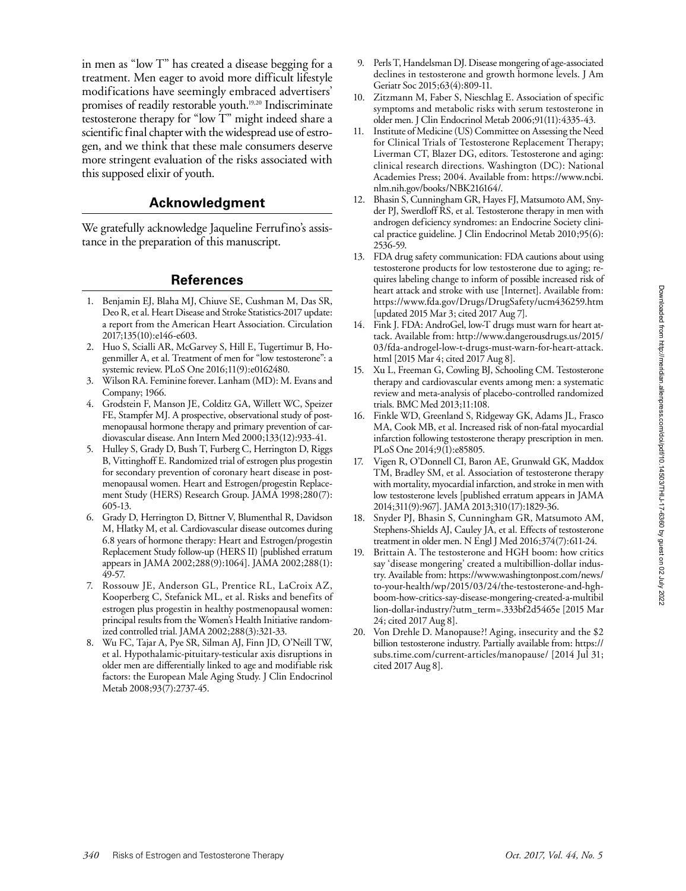in men as "low T" has created a disease begging for a treatment. Men eager to avoid more difficult lifestyle modifications have seemingly embraced advertisers' promises of readily restorable youth.[19,20] Indiscriminate testosterone therapy for "low T" might indeed share a scientific final chapter with the widespread use of estrogen, and we think that these male consumers deserve more stringent evaluation of the risks associated with this supposed elixir of youth.

## Acknowledgment

We gratefully acknowledge Jaqueline Ferrufino's assistance in the preparation of this manuscript.

## References

1. Benjamin EJ, Blaha MJ, Chiuve SE, Cushman M, Das SR, Deo R, et al. Heart Disease and Stroke Statistics-2017 update: a report from the American Heart Association. Circulation 2017;135(10):e146-e603.
2. Huo S, Scialli AR, McGarvey S, Hill E, Tugertimur B, Hogenmiller A, et al. Treatment of men for "low testosterone": a systemic review. PLoS One 2016;11(9):e0162480.
3. Wilson RA. Feminine forever. Lanham (MD): M. Evans and Company; 1966.
4. Grodstein F, Manson JE, Colditz GA, Willett WC, Speizer FE, Stampfer MJ. A prospective, observational study of postmenopausal hormone therapy and primary prevention of cardiovascular disease. Ann Intern Med 2000;133(12):933-41.
5. Hulley S, Grady D, Bush T, Furberg C, Herrington D, Riggs B, Vittinghoff E. Randomized trial of estrogen plus progestin for secondary prevention of coronary heart disease in postmenopausal women. Heart and Estrogen/progestin Replacement Study (HERS) Research Group. JAMA 1998;280(7):605-13.
6. Grady D, Herrington D, Bittner V, Blumenthal R, Davidson M, Hlatky M, et al. Cardiovascular disease outcomes during 6.8 years of hormone therapy: Heart and Estrogen/progestin Replacement Study follow-up (HERS II) [published erratum appears in JAMA 2002;288(9):1064]. JAMA 2002;288(1):49-57.
7. Rossouw JE, Anderson GL, Prentice RL, LaCroix AZ, Kooperberg C, Stefanick ML, et al. Risks and benefits of estrogen plus progestin in healthy postmenopausal women: principal results from the Women's Health Initiative randomized controlled trial. JAMA 2002;288(3):321-33.
8. Wu FC, Tajar A, Pye SR, Silman AJ, Finn JD, O'Neill TW, et al. Hypothalamic-pituitary-testicular axis disruptions in older men are differentially linked to age and modifiable risk factors: the European Male Aging Study. J Clin Endocrinol Metab 2008;93(7):2737-45.
9. Perls T, Handelsman DJ. Disease mongering of age-associated declines in testosterone and growth hormone levels. J Am Geriatr Soc 2015;63(4):809-11.
10. Zitzmann M, Faber S, Nieschlag E. Association of specific symptoms and metabolic risks with serum testosterone in older men. J Clin Endocrinol Metab 2006;91(11):4335-43.
11. Institute of Medicine (US) Committee on Assessing the Need for Clinical Trials of Testosterone Replacement Therapy; Liverman CT, Blazer DG, editors. Testosterone and aging: clinical research directions. Washington (DC): National Academies Press; 2004. Available from: https://www.ncbi.nlm.nih.gov/books/NBK216164/.
12. Bhasin S, Cunningham GR, Hayes FJ, Matsumoto AM, Snyder PJ, Swerdloff RS, et al. Testosterone therapy in men with androgen deficiency syndromes: an Endocrine Society clinical practice guideline. J Clin Endocrinol Metab 2010;95(6):2536-59.
13. FDA drug safety communication: FDA cautions about using testosterone products for low testosterone due to aging; requires labeling change to inform of possible increased risk of heart attack and stroke with use [Internet]. Available from: https://www.fda.gov/Drugs/DrugSafety/ucm436259.htm [updated 2015 Mar 3; cited 2017 Aug 7].
14. Fink J. FDA: AndroGel, low-T drugs must warn for heart attack. Available from: http://www.dangerousdrugs.us/2015/03/fda-androgel-low-t-drugs-must-warn-for-heart-attack.html [2015 Mar 4; cited 2017 Aug 8].
15. Xu L, Freeman G, Cowling BJ, Schooling CM. Testosterone therapy and cardiovascular events among men: a systematic review and meta-analysis of placebo-controlled randomized trials. BMC Med 2013;11:108.
16. Finkle WD, Greenland S, Ridgeway GK, Adams JL, Frasco MA, Cook MB, et al. Increased risk of non-fatal myocardial infarction following testosterone therapy prescription in men. PLoS One 2014;9(1):e85805.
17. Vigen R, O'Donnell CI, Baron AE, Grunwald GK, Maddox TM, Bradley SM, et al. Association of testosterone therapy with mortality, myocardial infarction, and stroke in men with low testosterone levels [published erratum appears in JAMA 2014;311(9):967]. JAMA 2013;310(17):1829-36.
18. Snyder PJ, Bhasin S, Cunningham GR, Matsumoto AM, Stephens-Shields AJ, Cauley JA, et al. Effects of testosterone treatment in older men. N Engl J Med 2016;374(7):611-24.
19. Brittain A. The testosterone and HGH boom: how critics say 'disease mongering' created a multibillion-dollar industry. Available from: https://www.washingtonpost.com/news/to-your-health/wp/2015/03/24/the-testosterone-and-hgh-boom-how-critics-say-disease-mongering-created-a-multibillion-dollar-industry/?utm_term=.333bf2d5465e [2015 Mar 24; cited 2017 Aug 8].
20. Von Drehle D. Manopause?! Aging, insecurity and the $2 billion testosterone industry. Partially available from: https://subs.time.com/current-articles/manopause/ [2014 Jul 31; cited 2017 Aug 8].